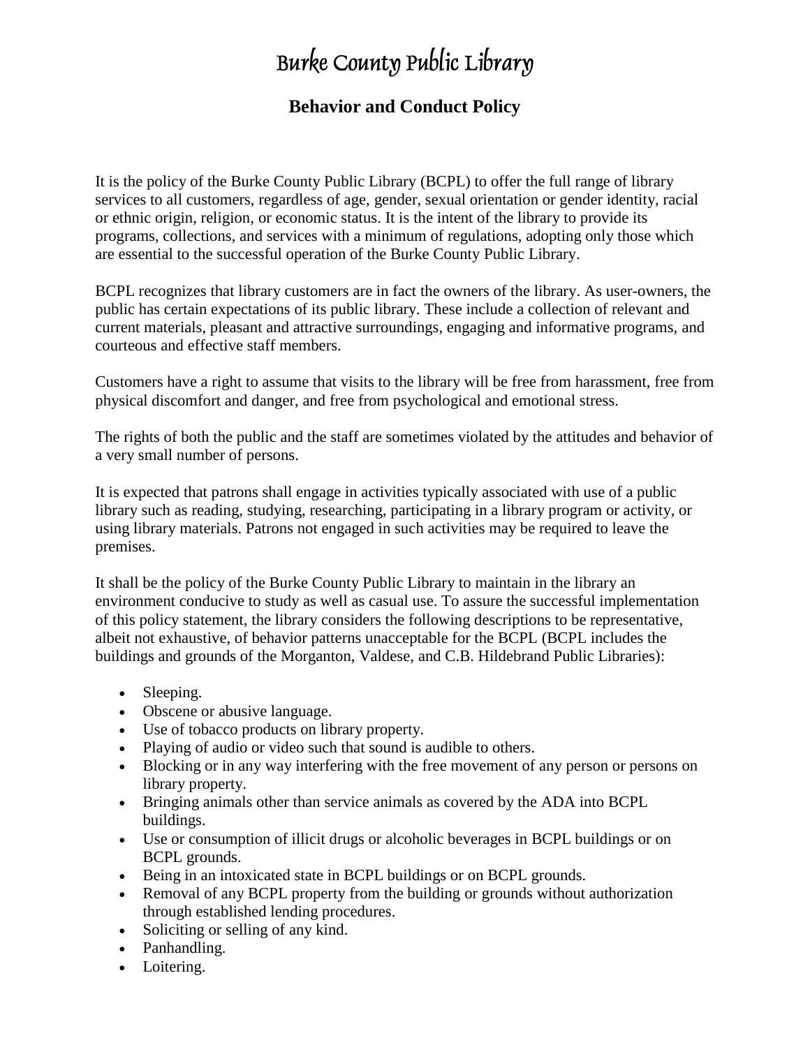# Burke County Public Library

## Behavior and Conduct Policy

It is the policy of the Burke County Public Library (BCPL) to offer the full range of library services to all customers, regardless of age, gender, sexual orientation or gender identity, racial or ethnic origin, religion, or economic status. It is the intent of the library to provide its programs, collections, and services with a minimum of regulations, adopting only those which are essential to the successful operation of the Burke County Public Library.

BCPL recognizes that library customers are in fact the owners of the library. As user-owners, the public has certain expectations of its public library. These include a collection of relevant and current materials, pleasant and attractive surroundings, engaging and informative programs, and courteous and effective staff members.

Customers have a right to assume that visits to the library will be free from harassment, free from physical discomfort and danger, and free from psychological and emotional stress.

The rights of both the public and the staff are sometimes violated by the attitudes and behavior of a very small number of persons.

It is expected that patrons shall engage in activities typically associated with use of a public library such as reading, studying, researching, participating in a library program or activity, or using library materials. Patrons not engaged in such activities may be required to leave the premises.

It shall be the policy of the Burke County Public Library to maintain in the library an environment conducive to study as well as casual use. To assure the successful implementation of this policy statement, the library considers the following descriptions to be representative, albeit not exhaustive, of behavior patterns unacceptable for the BCPL (BCPL includes the buildings and grounds of the Morganton, Valdese, and C.B. Hildebrand Public Libraries):

- Sleeping.
- Obscene or abusive language.
- Use of tobacco products on library property.
- Playing of audio or video such that sound is audible to others.
- Blocking or in any way interfering with the free movement of any person or persons on library property.
- Bringing animals other than service animals as covered by the ADA into BCPL buildings.
- Use or consumption of illicit drugs or alcoholic beverages in BCPL buildings or on BCPL grounds.
- Being in an intoxicated state in BCPL buildings or on BCPL grounds.
- Removal of any BCPL property from the building or grounds without authorization through established lending procedures.
- Soliciting or selling of any kind.
- Panhandling.
- Loitering.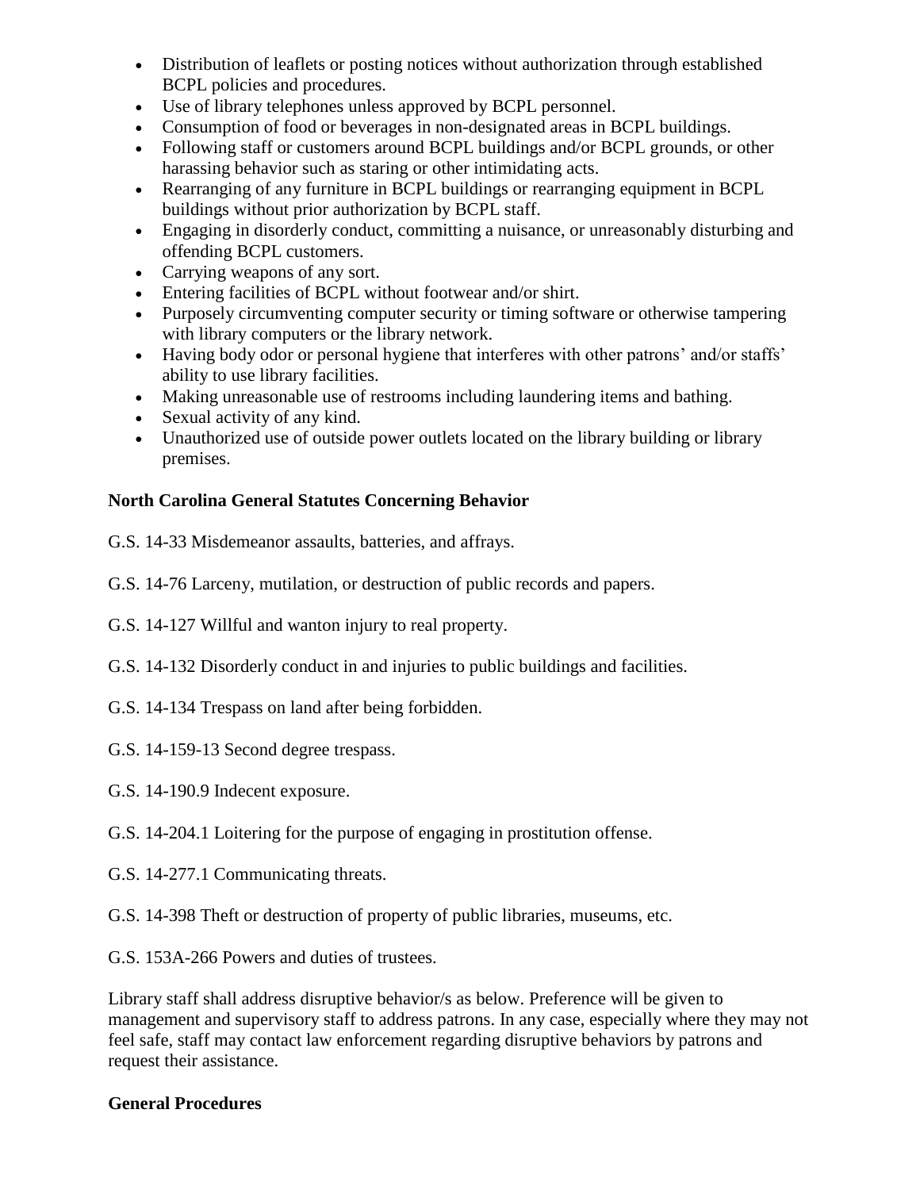- Distribution of leaflets or posting notices without authorization through established BCPL policies and procedures.
- Use of library telephones unless approved by BCPL personnel.
- Consumption of food or beverages in non-designated areas in BCPL buildings.
- Following staff or customers around BCPL buildings and/or BCPL grounds, or other harassing behavior such as staring or other intimidating acts.
- Rearranging of any furniture in BCPL buildings or rearranging equipment in BCPL buildings without prior authorization by BCPL staff.
- Engaging in disorderly conduct, committing a nuisance, or unreasonably disturbing and offending BCPL customers.
- Carrying weapons of any sort.
- Entering facilities of BCPL without footwear and/or shirt.
- Purposely circumventing computer security or timing software or otherwise tampering with library computers or the library network.
- Having body odor or personal hygiene that interferes with other patrons' and/or staffs' ability to use library facilities.
- Making unreasonable use of restrooms including laundering items and bathing.
- Sexual activity of any kind.
- Unauthorized use of outside power outlets located on the library building or library premises.

**North Carolina General Statutes Concerning Behavior**

G.S. 14-33 Misdemeanor assaults, batteries, and affrays.

G.S. 14-76 Larceny, mutilation, or destruction of public records and papers.

G.S. 14-127 Willful and wanton injury to real property.

G.S. 14-132 Disorderly conduct in and injuries to public buildings and facilities.

G.S. 14-134 Trespass on land after being forbidden.

G.S. 14-159-13 Second degree trespass.

G.S. 14-190.9 Indecent exposure.

G.S. 14-204.1 Loitering for the purpose of engaging in prostitution offense.

G.S. 14-277.1 Communicating threats.

G.S. 14-398 Theft or destruction of property of public libraries, museums, etc.

G.S. 153A-266 Powers and duties of trustees.

Library staff shall address disruptive behavior/s as below. Preference will be given to management and supervisory staff to address patrons. In any case, especially where they may not feel safe, staff may contact law enforcement regarding disruptive behaviors by patrons and request their assistance.

**General Procedures**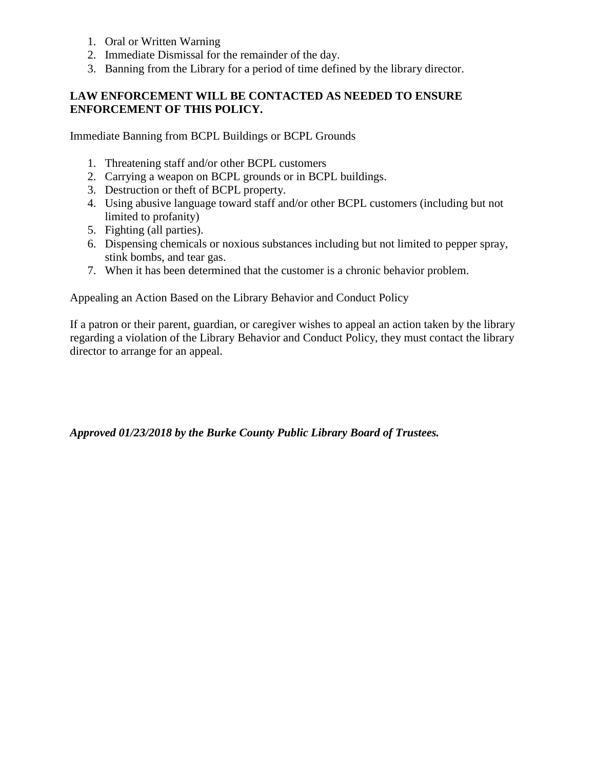1. Oral or Written Warning
2. Immediate Dismissal for the remainder of the day.
3. Banning from the Library for a period of time defined by the library director.

**LAW ENFORCEMENT WILL BE CONTACTED AS NEEDED TO ENSURE ENFORCEMENT OF THIS POLICY.**

Immediate Banning from BCPL Buildings or BCPL Grounds

1. Threatening staff and/or other BCPL customers
2. Carrying a weapon on BCPL grounds or in BCPL buildings.
3. Destruction or theft of BCPL property.
4. Using abusive language toward staff and/or other BCPL customers (including but not limited to profanity)
5. Fighting (all parties).
6. Dispensing chemicals or noxious substances including but not limited to pepper spray, stink bombs, and tear gas.
7. When it has been determined that the customer is a chronic behavior problem.

Appealing an Action Based on the Library Behavior and Conduct Policy

If a patron or their parent, guardian, or caregiver wishes to appeal an action taken by the library regarding a violation of the Library Behavior and Conduct Policy, they must contact the library director to arrange for an appeal.

***Approved 01/23/2018 by the Burke County Public Library Board of Trustees.***